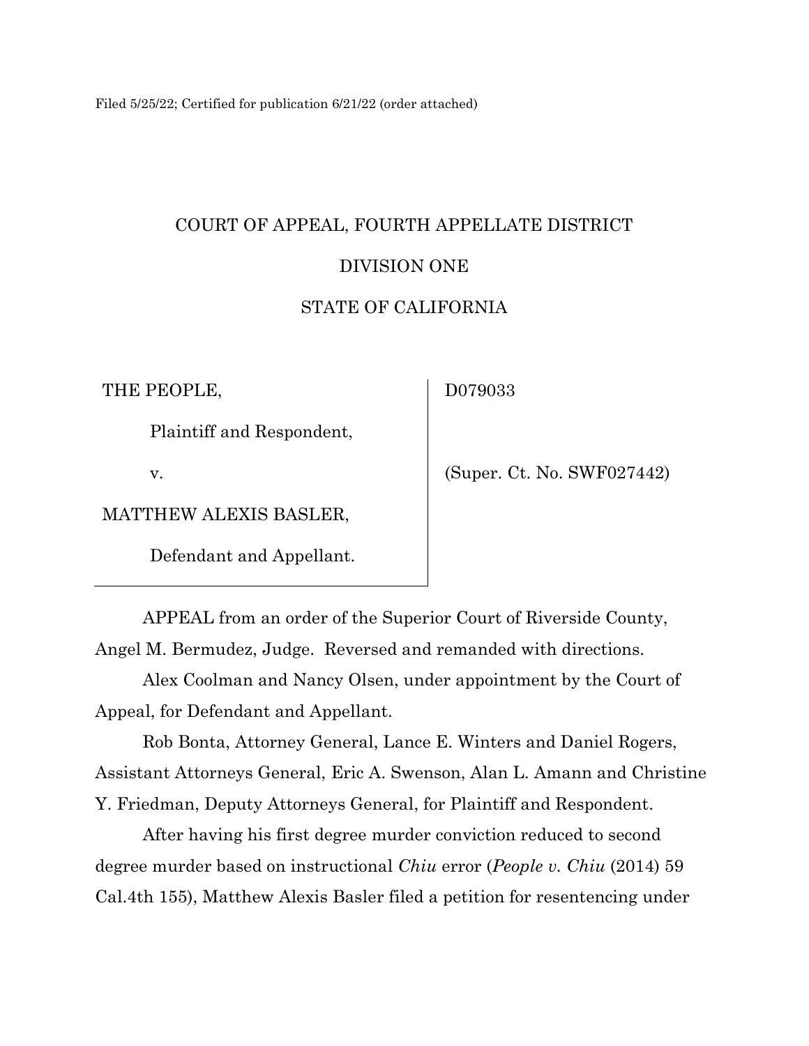Filed 5/25/22; Certified for publication 6/21/22 (order attached)

COURT OF APPEAL, FOURTH APPELLATE DISTRICT

DIVISION ONE

STATE OF CALIFORNIA

| | |
|---|---|
| THE PEOPLE,<br><br>Plaintiff and Respondent,<br><br>v.<br><br>MATTHEW ALEXIS BASLER,<br><br>Defendant and Appellant. | D079033<br><br>(Super. Ct. No. SWF027442) |

APPEAL from an order of the Superior Court of Riverside County, Angel M. Bermudez, Judge. Reversed and remanded with directions.

Alex Coolman and Nancy Olsen, under appointment by the Court of Appeal, for Defendant and Appellant.

Rob Bonta, Attorney General, Lance E. Winters and Daniel Rogers, Assistant Attorneys General, Eric A. Swenson, Alan L. Amann and Christine Y. Friedman, Deputy Attorneys General, for Plaintiff and Respondent.

After having his first degree murder conviction reduced to second degree murder based on instructional *Chiu* error (*People v. Chiu* (2014) 59 Cal.4th 155), Matthew Alexis Basler filed a petition for resentencing under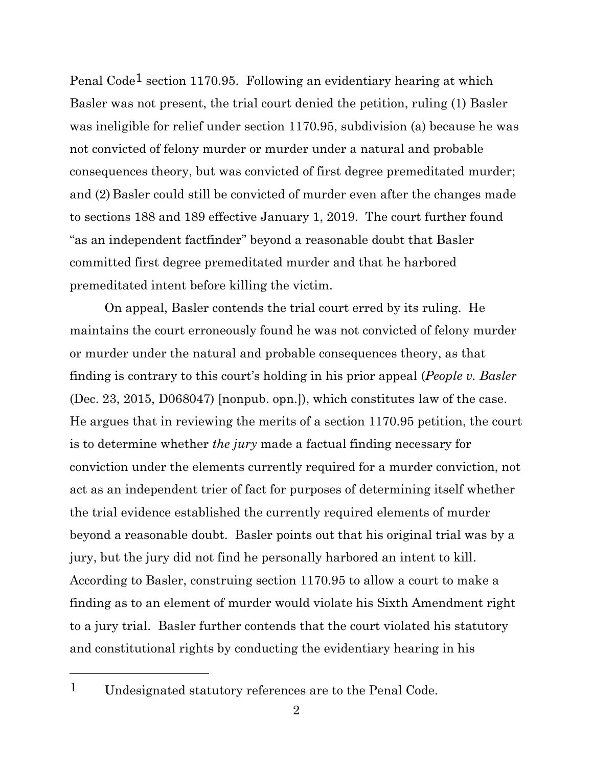Penal Code[1] section 1170.95. Following an evidentiary hearing at which Basler was not present, the trial court denied the petition, ruling (1) Basler was ineligible for relief under section 1170.95, subdivision (a) because he was not convicted of felony murder or murder under a natural and probable consequences theory, but was convicted of first degree premeditated murder; and (2) Basler could still be convicted of murder even after the changes made to sections 188 and 189 effective January 1, 2019. The court further found "as an independent factfinder" beyond a reasonable doubt that Basler committed first degree premeditated murder and that he harbored premeditated intent before killing the victim.

On appeal, Basler contends the trial court erred by its ruling. He maintains the court erroneously found he was not convicted of felony murder or murder under the natural and probable consequences theory, as that finding is contrary to this court's holding in his prior appeal (*People v. Basler* (Dec. 23, 2015, D068047) [nonpub. opn.]), which constitutes law of the case. He argues that in reviewing the merits of a section 1170.95 petition, the court is to determine whether *the jury* made a factual finding necessary for conviction under the elements currently required for a murder conviction, not act as an independent trier of fact for purposes of determining itself whether the trial evidence established the currently required elements of murder beyond a reasonable doubt. Basler points out that his original trial was by a jury, but the jury did not find he personally harbored an intent to kill. According to Basler, construing section 1170.95 to allow a court to make a finding as to an element of murder would violate his Sixth Amendment right to a jury trial. Basler further contends that the court violated his statutory and constitutional rights by conducting the evidentiary hearing in his

---

[1] Undesignated statutory references are to the Penal Code.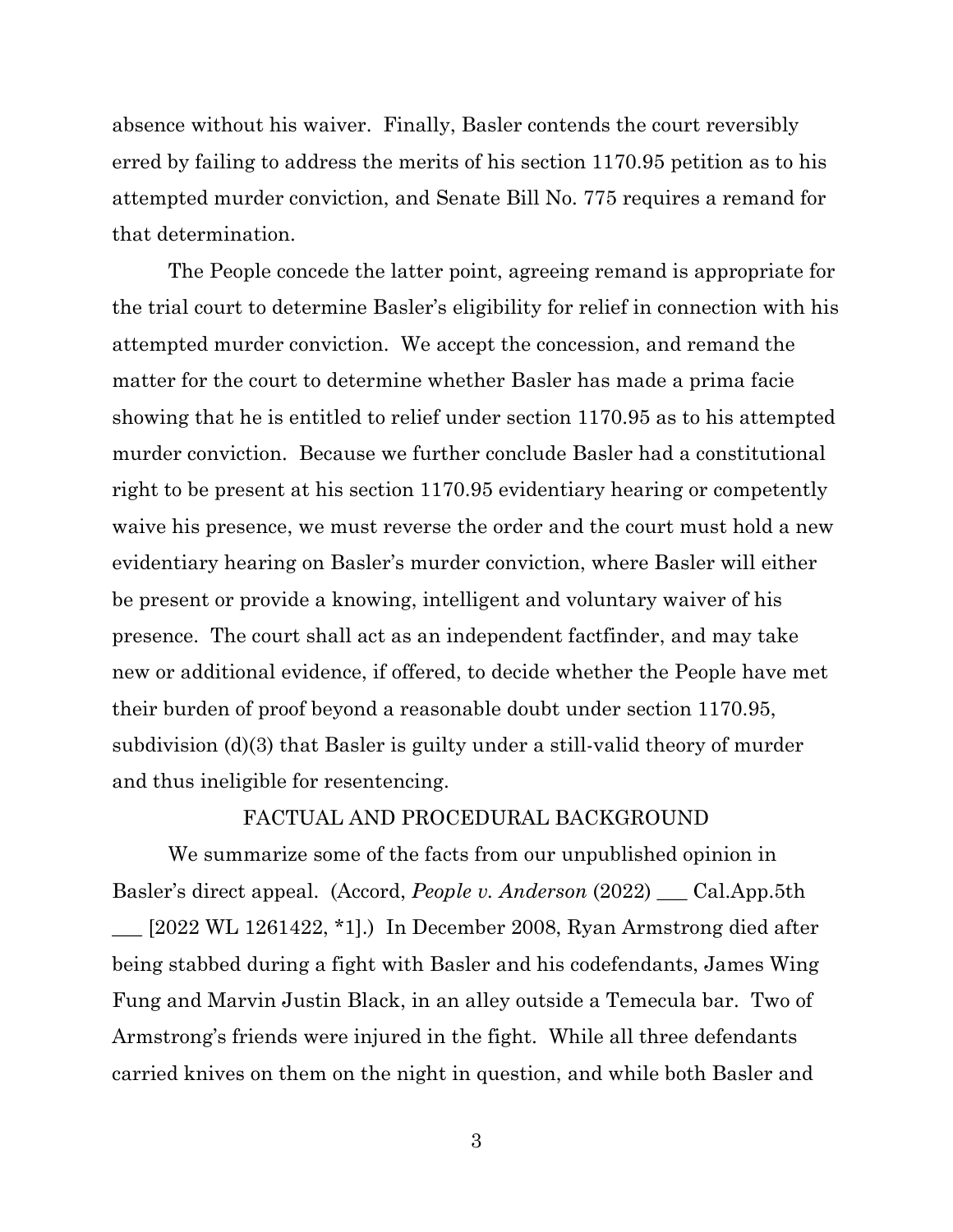absence without his waiver. Finally, Basler contends the court reversibly erred by failing to address the merits of his section 1170.95 petition as to his attempted murder conviction, and Senate Bill No. 775 requires a remand for that determination.

The People concede the latter point, agreeing remand is appropriate for the trial court to determine Basler's eligibility for relief in connection with his attempted murder conviction. We accept the concession, and remand the matter for the court to determine whether Basler has made a prima facie showing that he is entitled to relief under section 1170.95 as to his attempted murder conviction. Because we further conclude Basler had a constitutional right to be present at his section 1170.95 evidentiary hearing or competently waive his presence, we must reverse the order and the court must hold a new evidentiary hearing on Basler's murder conviction, where Basler will either be present or provide a knowing, intelligent and voluntary waiver of his presence. The court shall act as an independent factfinder, and may take new or additional evidence, if offered, to decide whether the People have met their burden of proof beyond a reasonable doubt under section 1170.95, subdivision (d)(3) that Basler is guilty under a still-valid theory of murder and thus ineligible for resentencing.

## FACTUAL AND PROCEDURAL BACKGROUND

We summarize some of the facts from our unpublished opinion in Basler's direct appeal. (Accord, *People v. Anderson* (2022) ___ Cal.App.5th ___ [2022 WL 1261422, *1].) In December 2008, Ryan Armstrong died after being stabbed during a fight with Basler and his codefendants, James Wing Fung and Marvin Justin Black, in an alley outside a Temecula bar. Two of Armstrong's friends were injured in the fight. While all three defendants carried knives on them on the night in question, and while both Basler and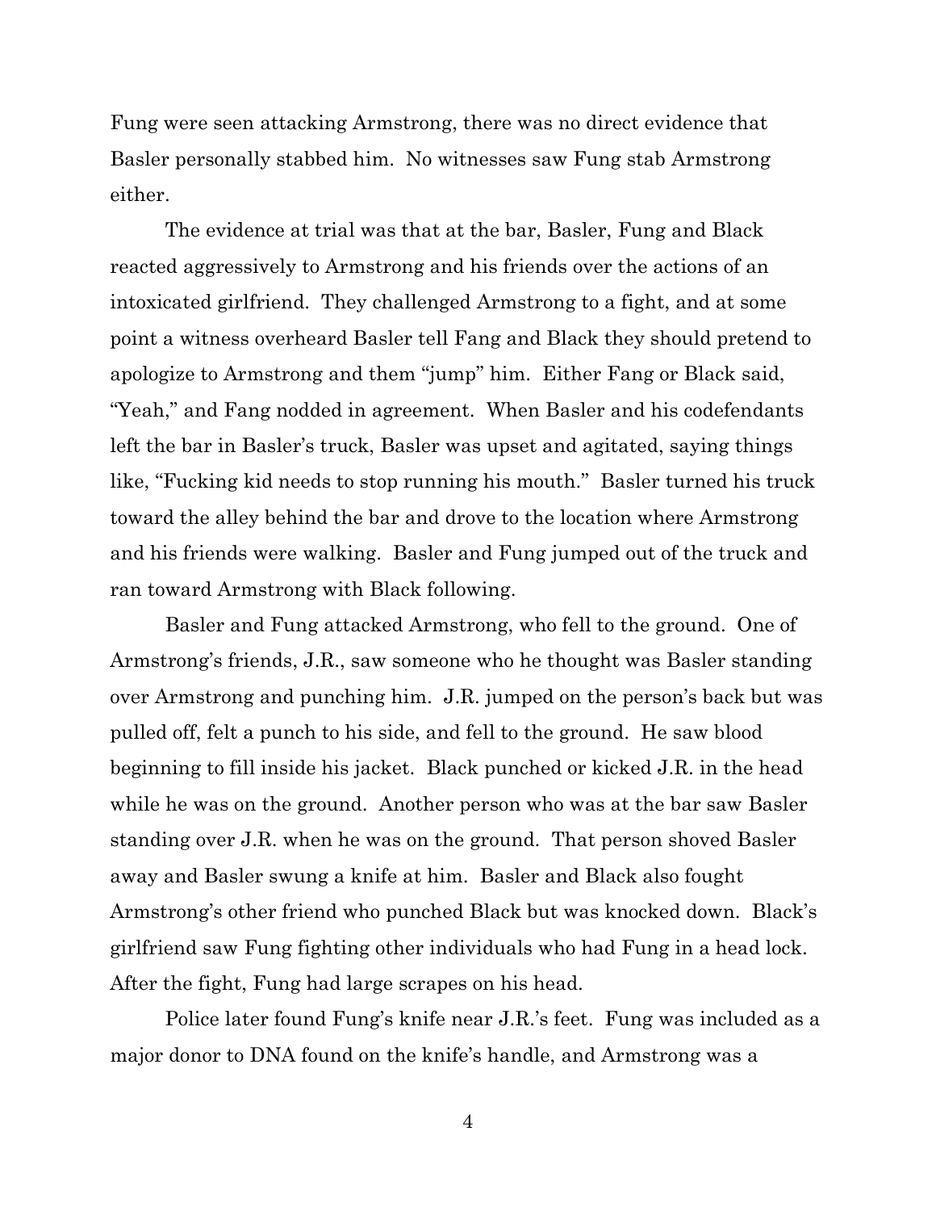Fung were seen attacking Armstrong, there was no direct evidence that Basler personally stabbed him. No witnesses saw Fung stab Armstrong either.

The evidence at trial was that at the bar, Basler, Fung and Black reacted aggressively to Armstrong and his friends over the actions of an intoxicated girlfriend. They challenged Armstrong to a fight, and at some point a witness overheard Basler tell Fang and Black they should pretend to apologize to Armstrong and them "jump" him. Either Fang or Black said, "Yeah," and Fang nodded in agreement. When Basler and his codefendants left the bar in Basler's truck, Basler was upset and agitated, saying things like, "Fucking kid needs to stop running his mouth." Basler turned his truck toward the alley behind the bar and drove to the location where Armstrong and his friends were walking. Basler and Fung jumped out of the truck and ran toward Armstrong with Black following.

Basler and Fung attacked Armstrong, who fell to the ground. One of Armstrong's friends, J.R., saw someone who he thought was Basler standing over Armstrong and punching him. J.R. jumped on the person's back but was pulled off, felt a punch to his side, and fell to the ground. He saw blood beginning to fill inside his jacket. Black punched or kicked J.R. in the head while he was on the ground. Another person who was at the bar saw Basler standing over J.R. when he was on the ground. That person shoved Basler away and Basler swung a knife at him. Basler and Black also fought Armstrong's other friend who punched Black but was knocked down. Black's girlfriend saw Fung fighting other individuals who had Fung in a head lock. After the fight, Fung had large scrapes on his head.

Police later found Fung's knife near J.R.'s feet. Fung was included as a major donor to DNA found on the knife's handle, and Armstrong was a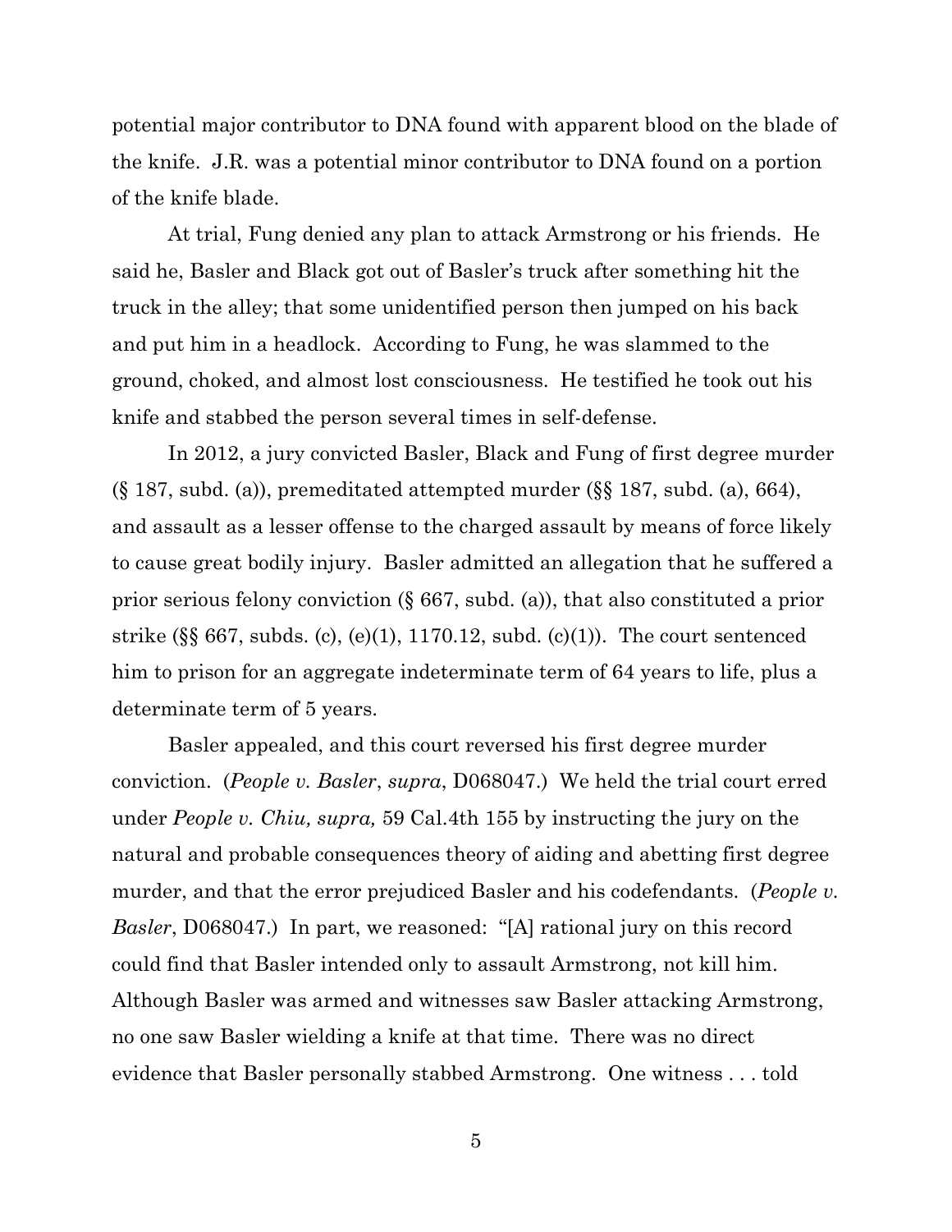potential major contributor to DNA found with apparent blood on the blade of the knife. J.R. was a potential minor contributor to DNA found on a portion of the knife blade.

At trial, Fung denied any plan to attack Armstrong or his friends. He said he, Basler and Black got out of Basler's truck after something hit the truck in the alley; that some unidentified person then jumped on his back and put him in a headlock. According to Fung, he was slammed to the ground, choked, and almost lost consciousness. He testified he took out his knife and stabbed the person several times in self-defense.

In 2012, a jury convicted Basler, Black and Fung of first degree murder (§ 187, subd. (a)), premeditated attempted murder (§§ 187, subd. (a), 664), and assault as a lesser offense to the charged assault by means of force likely to cause great bodily injury. Basler admitted an allegation that he suffered a prior serious felony conviction (§ 667, subd. (a)), that also constituted a prior strike (§§ 667, subds. (c), (e)(1), 1170.12, subd. (c)(1)). The court sentenced him to prison for an aggregate indeterminate term of 64 years to life, plus a determinate term of 5 years.

Basler appealed, and this court reversed his first degree murder conviction. (*People v. Basler*, *supra*, D068047.) We held the trial court erred under *People v. Chiu, supra,* 59 Cal.4th 155 by instructing the jury on the natural and probable consequences theory of aiding and abetting first degree murder, and that the error prejudiced Basler and his codefendants. (*People v. Basler*, D068047.) In part, we reasoned: "[A] rational jury on this record could find that Basler intended only to assault Armstrong, not kill him. Although Basler was armed and witnesses saw Basler attacking Armstrong, no one saw Basler wielding a knife at that time. There was no direct evidence that Basler personally stabbed Armstrong. One witness . . . told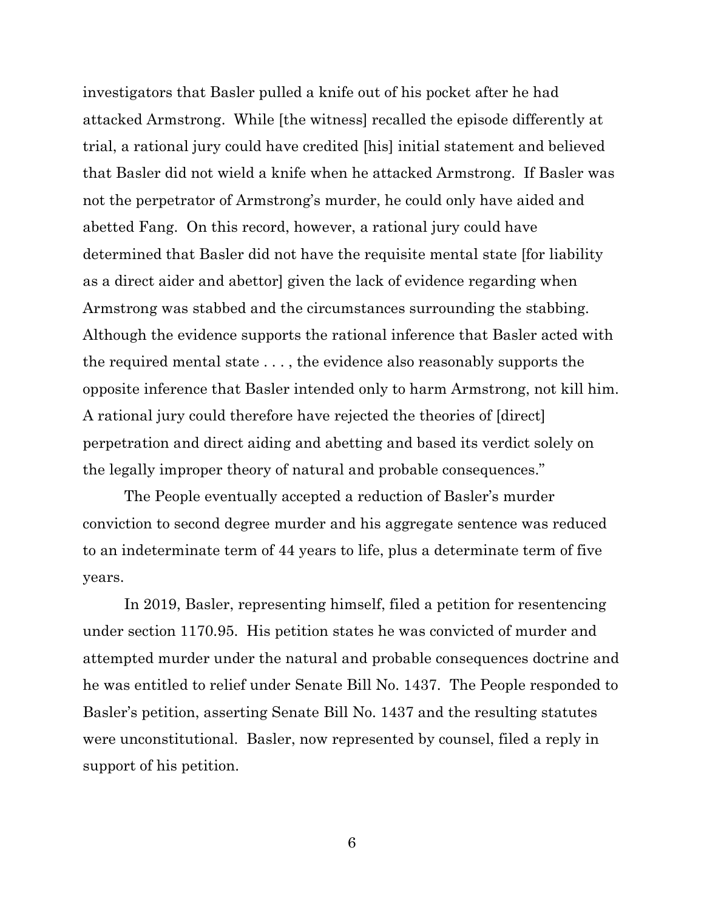investigators that Basler pulled a knife out of his pocket after he had attacked Armstrong. While [the witness] recalled the episode differently at trial, a rational jury could have credited [his] initial statement and believed that Basler did not wield a knife when he attacked Armstrong. If Basler was not the perpetrator of Armstrong's murder, he could only have aided and abetted Fang. On this record, however, a rational jury could have determined that Basler did not have the requisite mental state [for liability as a direct aider and abettor] given the lack of evidence regarding when Armstrong was stabbed and the circumstances surrounding the stabbing. Although the evidence supports the rational inference that Basler acted with the required mental state . . . , the evidence also reasonably supports the opposite inference that Basler intended only to harm Armstrong, not kill him. A rational jury could therefore have rejected the theories of [direct] perpetration and direct aiding and abetting and based its verdict solely on the legally improper theory of natural and probable consequences."

The People eventually accepted a reduction of Basler's murder conviction to second degree murder and his aggregate sentence was reduced to an indeterminate term of 44 years to life, plus a determinate term of five years.

In 2019, Basler, representing himself, filed a petition for resentencing under section 1170.95. His petition states he was convicted of murder and attempted murder under the natural and probable consequences doctrine and he was entitled to relief under Senate Bill No. 1437. The People responded to Basler's petition, asserting Senate Bill No. 1437 and the resulting statutes were unconstitutional. Basler, now represented by counsel, filed a reply in support of his petition.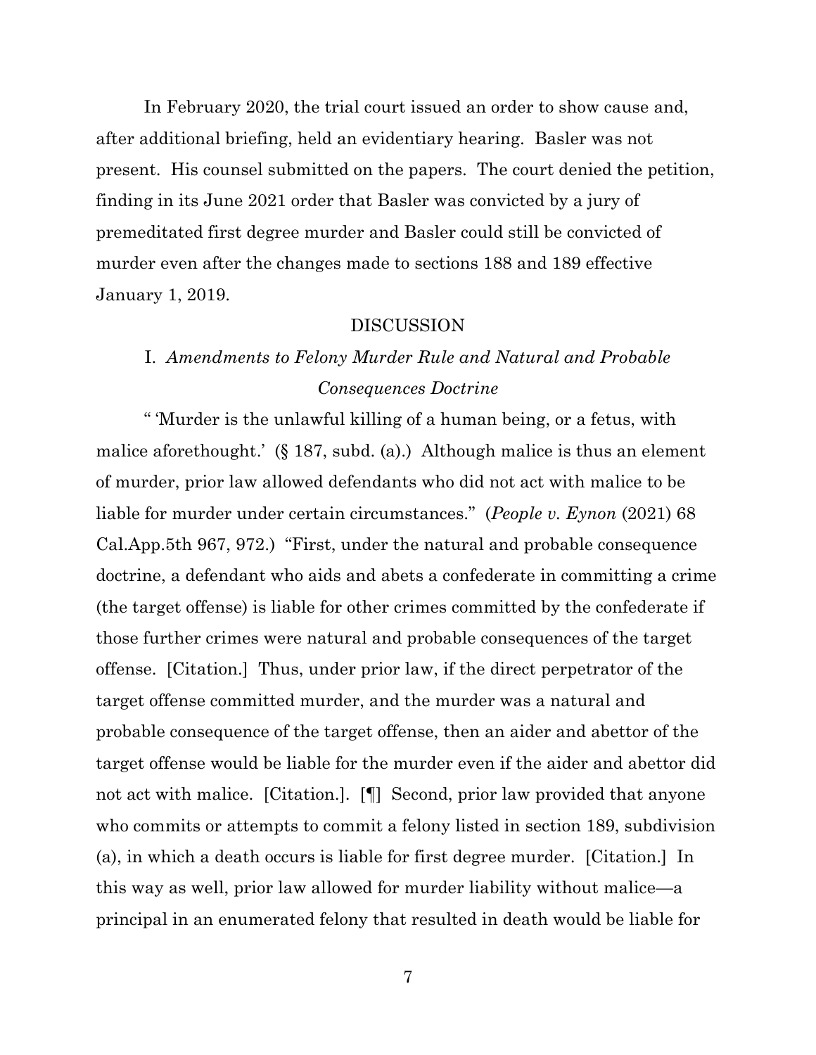In February 2020, the trial court issued an order to show cause and, after additional briefing, held an evidentiary hearing. Basler was not present. His counsel submitted on the papers. The court denied the petition, finding in its June 2021 order that Basler was convicted by a jury of premeditated first degree murder and Basler could still be convicted of murder even after the changes made to sections 188 and 189 effective January 1, 2019.

## DISCUSSION

### I. *Amendments to Felony Murder Rule and Natural and Probable Consequences Doctrine*

" 'Murder is the unlawful killing of a human being, or a fetus, with malice aforethought.' (§ 187, subd. (a).) Although malice is thus an element of murder, prior law allowed defendants who did not act with malice to be liable for murder under certain circumstances." (*People v. Eynon* (2021) 68 Cal.App.5th 967, 972.) "First, under the natural and probable consequence doctrine, a defendant who aids and abets a confederate in committing a crime (the target offense) is liable for other crimes committed by the confederate if those further crimes were natural and probable consequences of the target offense. [Citation.] Thus, under prior law, if the direct perpetrator of the target offense committed murder, and the murder was a natural and probable consequence of the target offense, then an aider and abettor of the target offense would be liable for the murder even if the aider and abettor did not act with malice. [Citation.]. [¶] Second, prior law provided that anyone who commits or attempts to commit a felony listed in section 189, subdivision (a), in which a death occurs is liable for first degree murder. [Citation.] In this way as well, prior law allowed for murder liability without malice—a principal in an enumerated felony that resulted in death would be liable for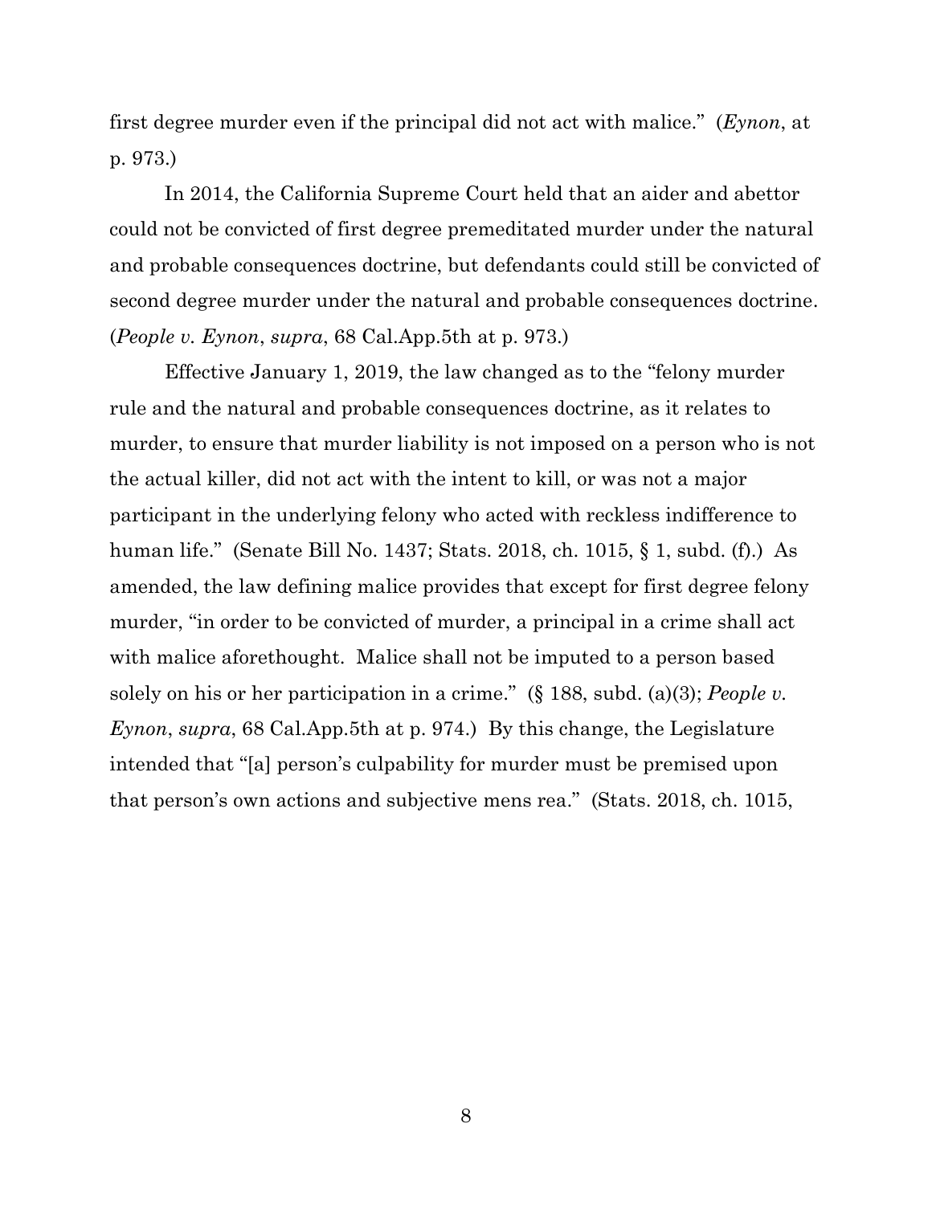first degree murder even if the principal did not act with malice." (*Eynon*, at p. 973.)

In 2014, the California Supreme Court held that an aider and abettor could not be convicted of first degree premeditated murder under the natural and probable consequences doctrine, but defendants could still be convicted of second degree murder under the natural and probable consequences doctrine. (*People v. Eynon*, *supra*, 68 Cal.App.5th at p. 973.)

Effective January 1, 2019, the law changed as to the "felony murder rule and the natural and probable consequences doctrine, as it relates to murder, to ensure that murder liability is not imposed on a person who is not the actual killer, did not act with the intent to kill, or was not a major participant in the underlying felony who acted with reckless indifference to human life." (Senate Bill No. 1437; Stats. 2018, ch. 1015, § 1, subd. (f).) As amended, the law defining malice provides that except for first degree felony murder, "in order to be convicted of murder, a principal in a crime shall act with malice aforethought. Malice shall not be imputed to a person based solely on his or her participation in a crime." (§ 188, subd. (a)(3); *People v. Eynon*, *supra*, 68 Cal.App.5th at p. 974.) By this change, the Legislature intended that "[a] person's culpability for murder must be premised upon that person's own actions and subjective mens rea." (Stats. 2018, ch. 1015,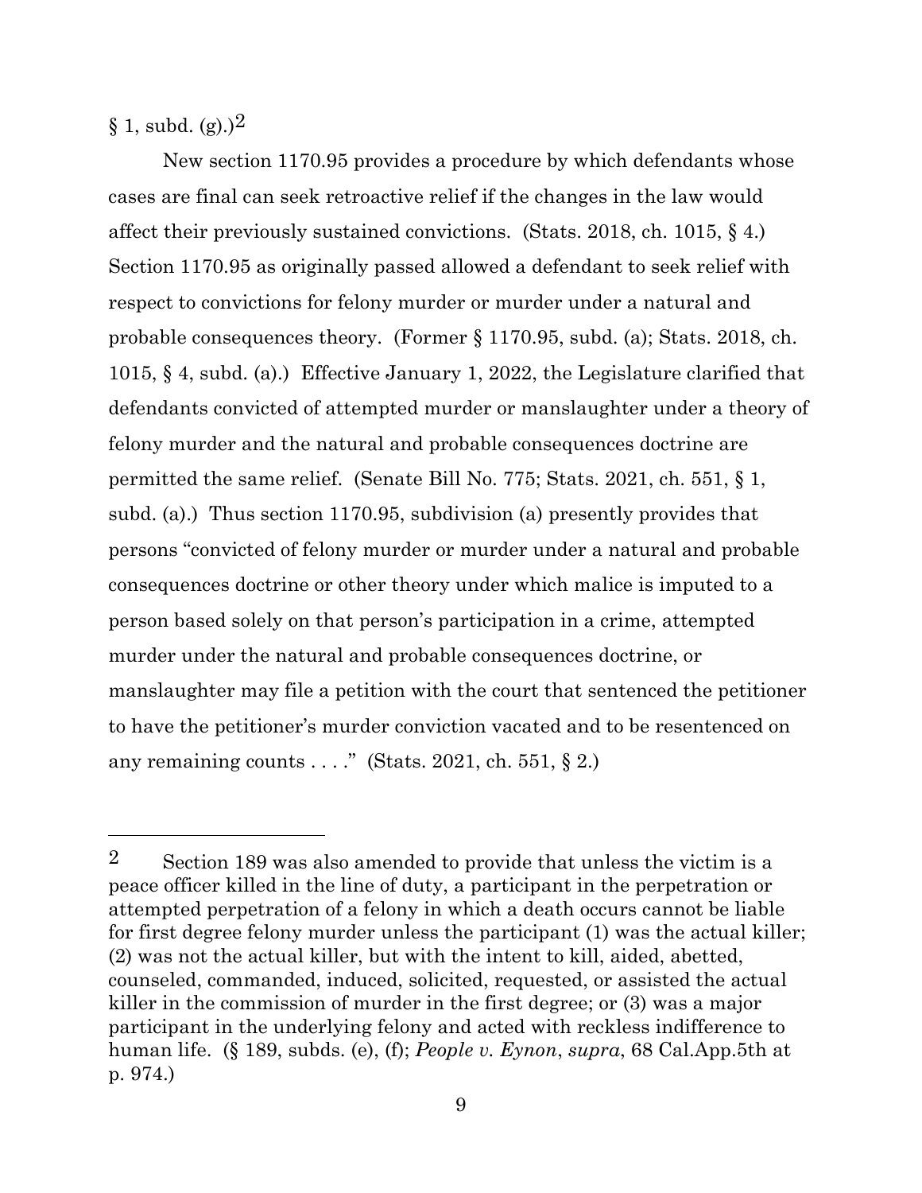§ 1, subd. (g).)[2]

New section 1170.95 provides a procedure by which defendants whose cases are final can seek retroactive relief if the changes in the law would affect their previously sustained convictions. (Stats. 2018, ch. 1015, § 4.) Section 1170.95 as originally passed allowed a defendant to seek relief with respect to convictions for felony murder or murder under a natural and probable consequences theory. (Former § 1170.95, subd. (a); Stats. 2018, ch. 1015, § 4, subd. (a).) Effective January 1, 2022, the Legislature clarified that defendants convicted of attempted murder or manslaughter under a theory of felony murder and the natural and probable consequences doctrine are permitted the same relief. (Senate Bill No. 775; Stats. 2021, ch. 551, § 1, subd. (a).) Thus section 1170.95, subdivision (a) presently provides that persons "convicted of felony murder or murder under a natural and probable consequences doctrine or other theory under which malice is imputed to a person based solely on that person's participation in a crime, attempted murder under the natural and probable consequences doctrine, or manslaughter may file a petition with the court that sentenced the petitioner to have the petitioner's murder conviction vacated and to be resentenced on any remaining counts . . . ." (Stats. 2021, ch. 551, § 2.)

---

[2] Section 189 was also amended to provide that unless the victim is a peace officer killed in the line of duty, a participant in the perpetration or attempted perpetration of a felony in which a death occurs cannot be liable for first degree felony murder unless the participant (1) was the actual killer; (2) was not the actual killer, but with the intent to kill, aided, abetted, counseled, commanded, induced, solicited, requested, or assisted the actual killer in the commission of murder in the first degree; or (3) was a major participant in the underlying felony and acted with reckless indifference to human life. (§ 189, subds. (e), (f); *People v. Eynon*, *supra*, 68 Cal.App.5th at p. 974.)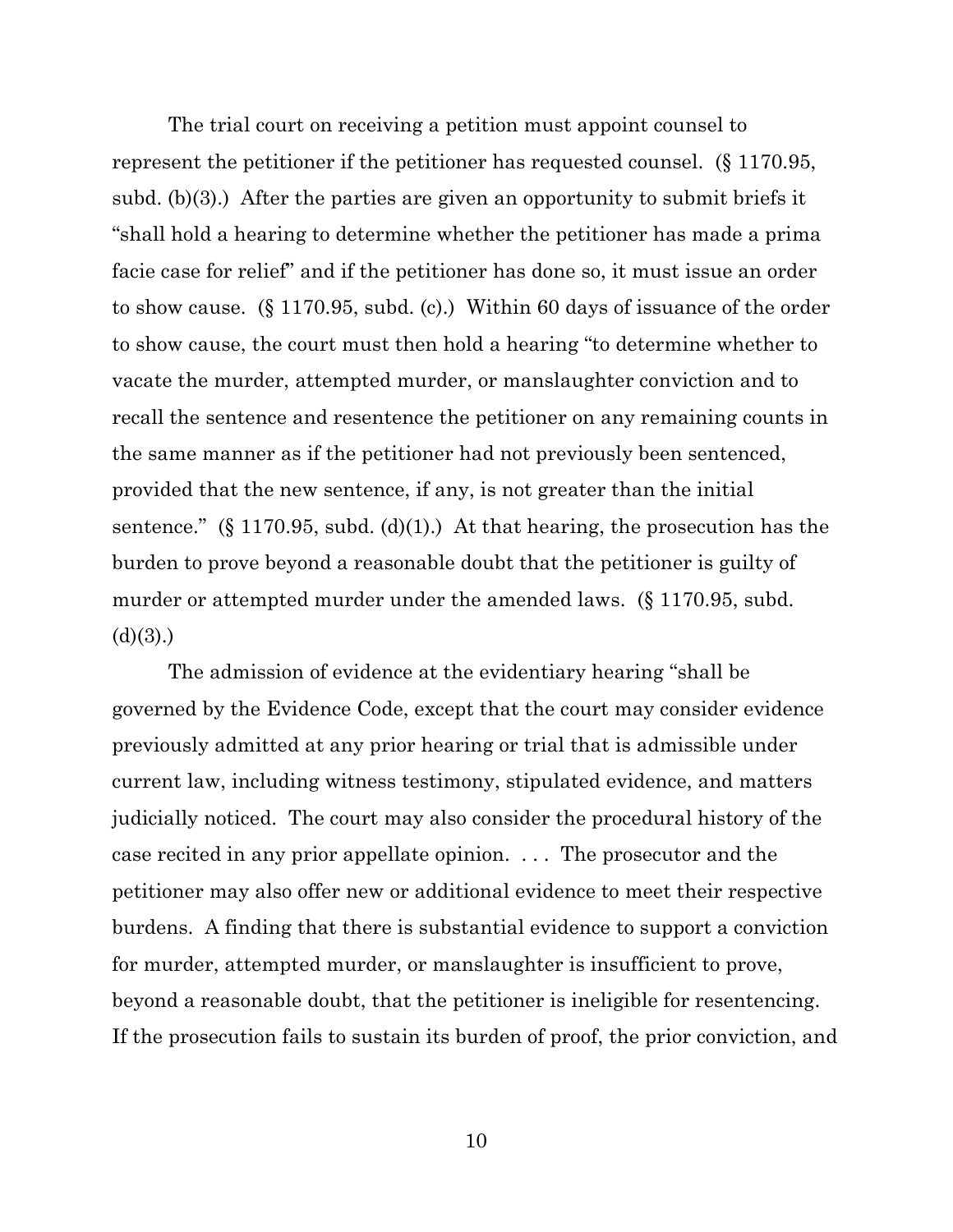The trial court on receiving a petition must appoint counsel to represent the petitioner if the petitioner has requested counsel. (§ 1170.95, subd. (b)(3).) After the parties are given an opportunity to submit briefs it "shall hold a hearing to determine whether the petitioner has made a prima facie case for relief" and if the petitioner has done so, it must issue an order to show cause. (§ 1170.95, subd. (c).) Within 60 days of issuance of the order to show cause, the court must then hold a hearing "to determine whether to vacate the murder, attempted murder, or manslaughter conviction and to recall the sentence and resentence the petitioner on any remaining counts in the same manner as if the petitioner had not previously been sentenced, provided that the new sentence, if any, is not greater than the initial sentence." (§ 1170.95, subd. (d)(1).) At that hearing, the prosecution has the burden to prove beyond a reasonable doubt that the petitioner is guilty of murder or attempted murder under the amended laws. (§ 1170.95, subd. (d)(3).)

The admission of evidence at the evidentiary hearing "shall be governed by the Evidence Code, except that the court may consider evidence previously admitted at any prior hearing or trial that is admissible under current law, including witness testimony, stipulated evidence, and matters judicially noticed. The court may also consider the procedural history of the case recited in any prior appellate opinion. . . . The prosecutor and the petitioner may also offer new or additional evidence to meet their respective burdens. A finding that there is substantial evidence to support a conviction for murder, attempted murder, or manslaughter is insufficient to prove, beyond a reasonable doubt, that the petitioner is ineligible for resentencing. If the prosecution fails to sustain its burden of proof, the prior conviction, and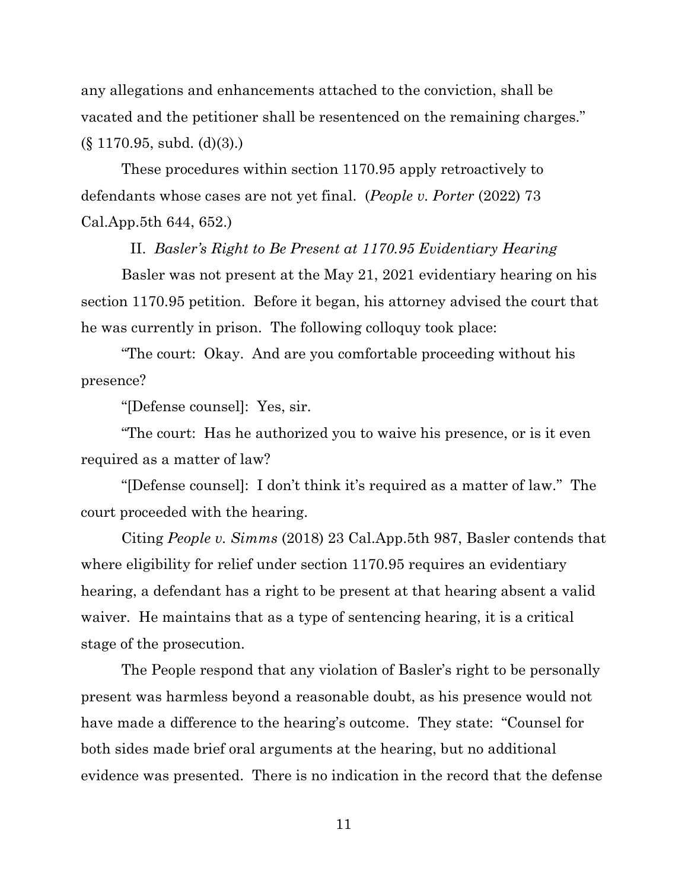any allegations and enhancements attached to the conviction, shall be vacated and the petitioner shall be resentenced on the remaining charges." (§ 1170.95, subd. (d)(3).)

These procedures within section 1170.95 apply retroactively to defendants whose cases are not yet final. (*People v. Porter* (2022) 73 Cal.App.5th 644, 652.)

II. *Basler's Right to Be Present at 1170.95 Evidentiary Hearing*

Basler was not present at the May 21, 2021 evidentiary hearing on his section 1170.95 petition. Before it began, his attorney advised the court that he was currently in prison. The following colloquy took place:

"The court: Okay. And are you comfortable proceeding without his presence?

"[Defense counsel]: Yes, sir.

"The court: Has he authorized you to waive his presence, or is it even required as a matter of law?

"[Defense counsel]: I don't think it's required as a matter of law." The court proceeded with the hearing.

Citing *People v. Simms* (2018) 23 Cal.App.5th 987, Basler contends that where eligibility for relief under section 1170.95 requires an evidentiary hearing, a defendant has a right to be present at that hearing absent a valid waiver. He maintains that as a type of sentencing hearing, it is a critical stage of the prosecution.

The People respond that any violation of Basler's right to be personally present was harmless beyond a reasonable doubt, as his presence would not have made a difference to the hearing's outcome. They state: "Counsel for both sides made brief oral arguments at the hearing, but no additional evidence was presented. There is no indication in the record that the defense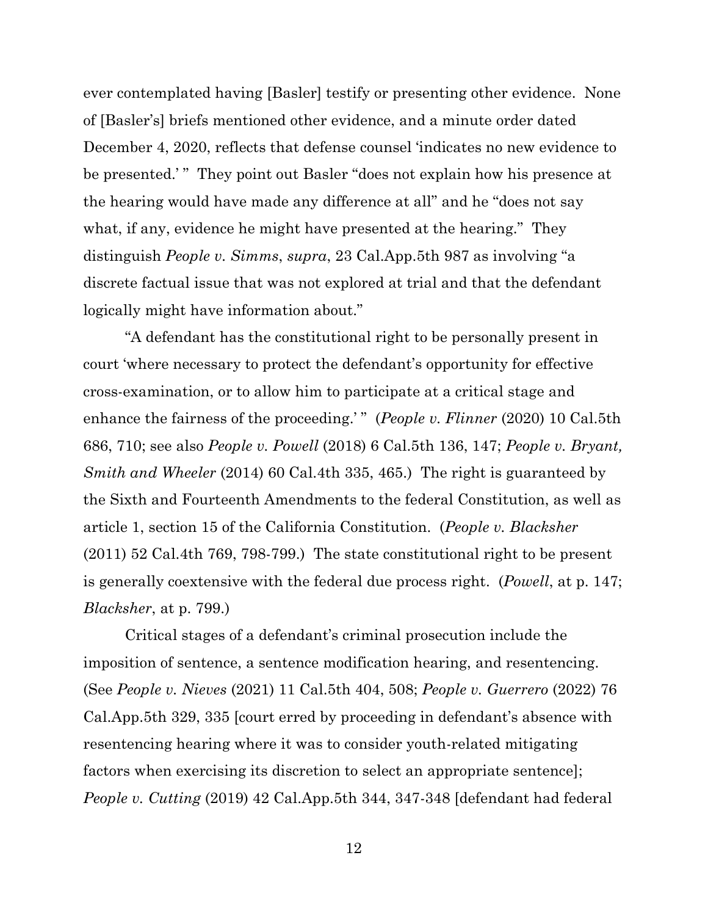ever contemplated having [Basler] testify or presenting other evidence. None of [Basler's] briefs mentioned other evidence, and a minute order dated December 4, 2020, reflects that defense counsel 'indicates no new evidence to be presented.' " They point out Basler "does not explain how his presence at the hearing would have made any difference at all" and he "does not say what, if any, evidence he might have presented at the hearing." They distinguish *People v. Simms*, *supra*, 23 Cal.App.5th 987 as involving "a discrete factual issue that was not explored at trial and that the defendant logically might have information about."

"A defendant has the constitutional right to be personally present in court 'where necessary to protect the defendant's opportunity for effective cross-examination, or to allow him to participate at a critical stage and enhance the fairness of the proceeding.' " (*People v. Flinner* (2020) 10 Cal.5th 686, 710; see also *People v. Powell* (2018) 6 Cal.5th 136, 147; *People v. Bryant, Smith and Wheeler* (2014) 60 Cal.4th 335, 465.) The right is guaranteed by the Sixth and Fourteenth Amendments to the federal Constitution, as well as article 1, section 15 of the California Constitution. (*People v. Blacksher* (2011) 52 Cal.4th 769, 798-799.) The state constitutional right to be present is generally coextensive with the federal due process right. (*Powell*, at p. 147; *Blacksher*, at p. 799.)

Critical stages of a defendant's criminal prosecution include the imposition of sentence, a sentence modification hearing, and resentencing. (See *People v. Nieves* (2021) 11 Cal.5th 404, 508; *People v. Guerrero* (2022) 76 Cal.App.5th 329, 335 [court erred by proceeding in defendant's absence with resentencing hearing where it was to consider youth-related mitigating factors when exercising its discretion to select an appropriate sentence]; *People v. Cutting* (2019) 42 Cal.App.5th 344, 347-348 [defendant had federal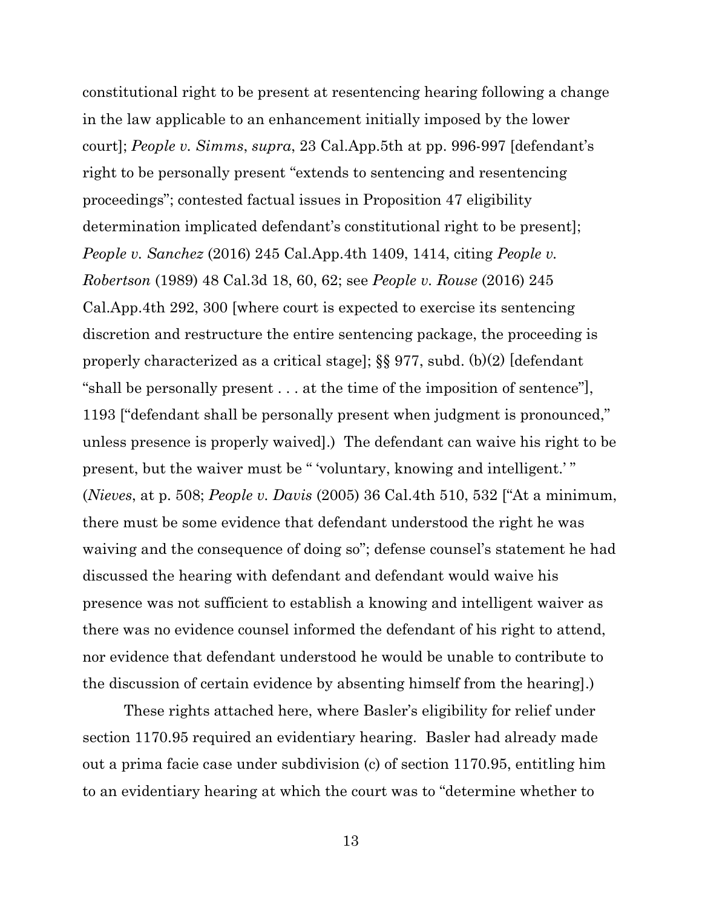constitutional right to be present at resentencing hearing following a change in the law applicable to an enhancement initially imposed by the lower court]; *People v. Simms*, *supra*, 23 Cal.App.5th at pp. 996-997 [defendant's right to be personally present "extends to sentencing and resentencing proceedings"; contested factual issues in Proposition 47 eligibility determination implicated defendant's constitutional right to be present]; *People v. Sanchez* (2016) 245 Cal.App.4th 1409, 1414, citing *People v. Robertson* (1989) 48 Cal.3d 18, 60, 62; see *People v. Rouse* (2016) 245 Cal.App.4th 292, 300 [where court is expected to exercise its sentencing discretion and restructure the entire sentencing package, the proceeding is properly characterized as a critical stage]; §§ 977, subd. (b)(2) [defendant "shall be personally present . . . at the time of the imposition of sentence"], 1193 ["defendant shall be personally present when judgment is pronounced," unless presence is properly waived].) The defendant can waive his right to be present, but the waiver must be " 'voluntary, knowing and intelligent.' " (*Nieves*, at p. 508; *People v. Davis* (2005) 36 Cal.4th 510, 532 ["At a minimum, there must be some evidence that defendant understood the right he was waiving and the consequence of doing so"; defense counsel's statement he had discussed the hearing with defendant and defendant would waive his presence was not sufficient to establish a knowing and intelligent waiver as there was no evidence counsel informed the defendant of his right to attend, nor evidence that defendant understood he would be unable to contribute to the discussion of certain evidence by absenting himself from the hearing].)

These rights attached here, where Basler's eligibility for relief under section 1170.95 required an evidentiary hearing. Basler had already made out a prima facie case under subdivision (c) of section 1170.95, entitling him to an evidentiary hearing at which the court was to "determine whether to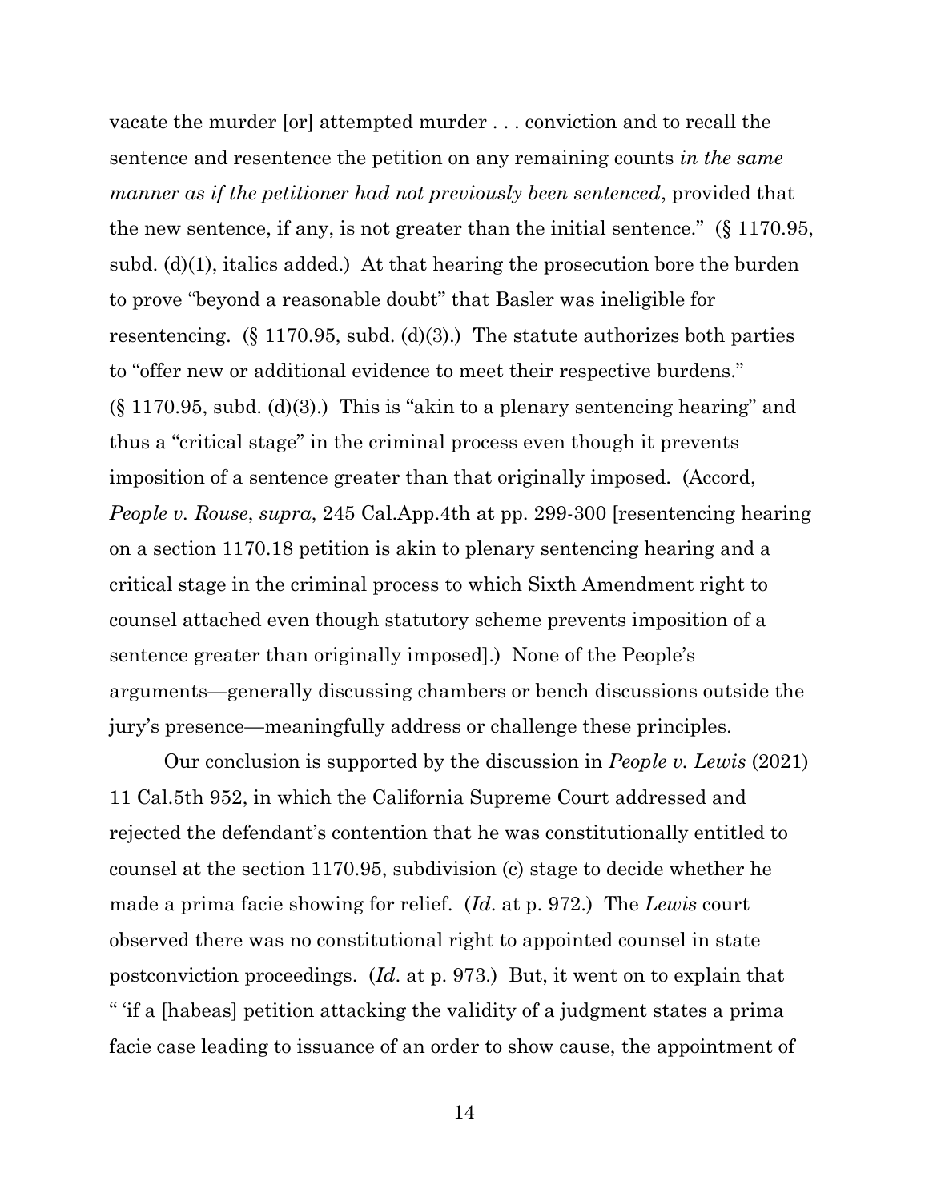vacate the murder [or] attempted murder . . . conviction and to recall the sentence and resentence the petition on any remaining counts *in the same manner as if the petitioner had not previously been sentenced*, provided that the new sentence, if any, is not greater than the initial sentence." (§ 1170.95, subd. (d)(1), italics added.) At that hearing the prosecution bore the burden to prove "beyond a reasonable doubt" that Basler was ineligible for resentencing. (§ 1170.95, subd. (d)(3).) The statute authorizes both parties to "offer new or additional evidence to meet their respective burdens." (§ 1170.95, subd. (d)(3).) This is "akin to a plenary sentencing hearing" and thus a "critical stage" in the criminal process even though it prevents imposition of a sentence greater than that originally imposed. (Accord, *People v. Rouse*, *supra*, 245 Cal.App.4th at pp. 299-300 [resentencing hearing on a section 1170.18 petition is akin to plenary sentencing hearing and a critical stage in the criminal process to which Sixth Amendment right to counsel attached even though statutory scheme prevents imposition of a sentence greater than originally imposed].) None of the People's arguments—generally discussing chambers or bench discussions outside the jury's presence—meaningfully address or challenge these principles.

Our conclusion is supported by the discussion in *People v. Lewis* (2021) 11 Cal.5th 952, in which the California Supreme Court addressed and rejected the defendant's contention that he was constitutionally entitled to counsel at the section 1170.95, subdivision (c) stage to decide whether he made a prima facie showing for relief. (*Id*. at p. 972.) The *Lewis* court observed there was no constitutional right to appointed counsel in state postconviction proceedings. (*Id*. at p. 973.) But, it went on to explain that " 'if a [habeas] petition attacking the validity of a judgment states a prima facie case leading to issuance of an order to show cause, the appointment of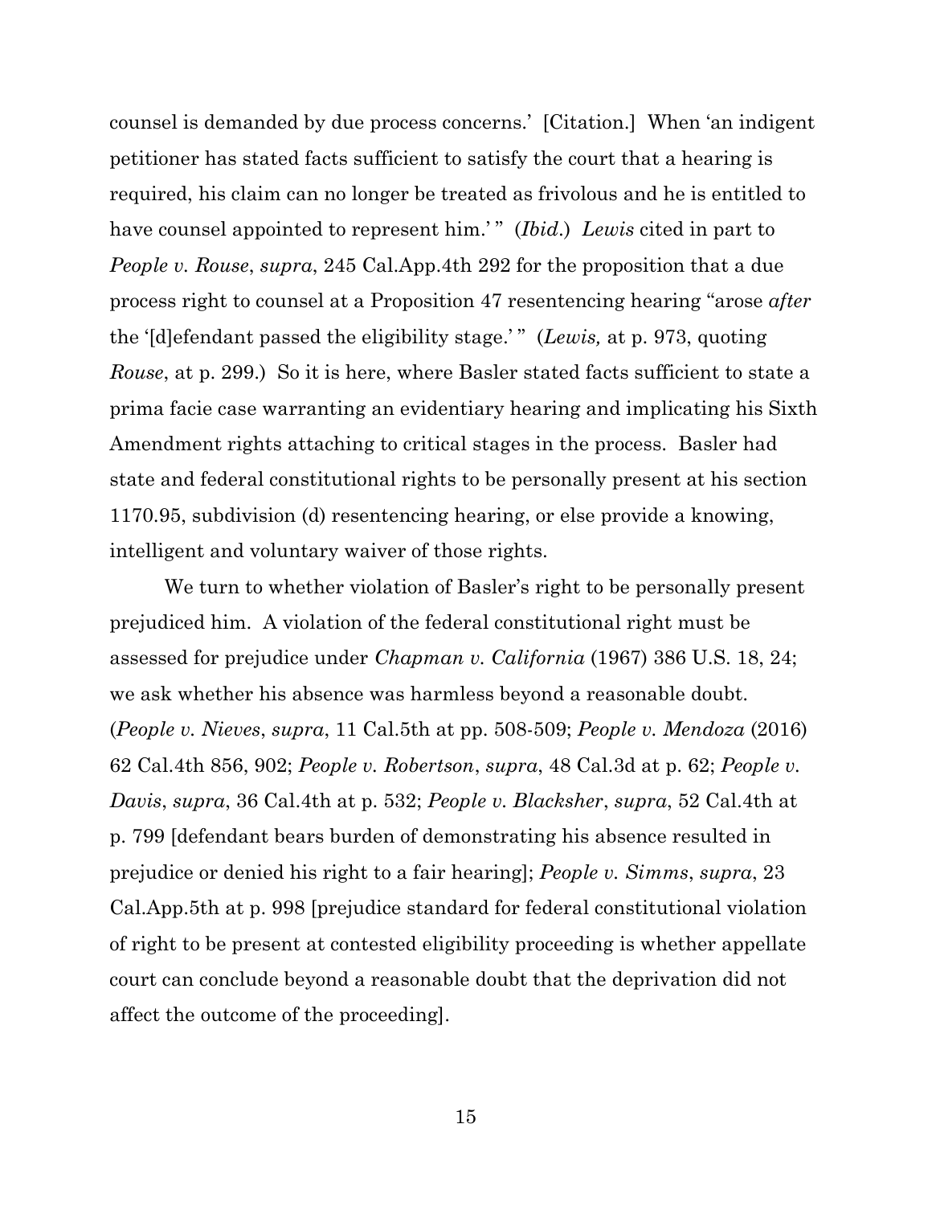counsel is demanded by due process concerns.' [Citation.] When 'an indigent petitioner has stated facts sufficient to satisfy the court that a hearing is required, his claim can no longer be treated as frivolous and he is entitled to have counsel appointed to represent him.' " (*Ibid*.) *Lewis* cited in part to *People v. Rouse*, *supra*, 245 Cal.App.4th 292 for the proposition that a due process right to counsel at a Proposition 47 resentencing hearing "arose *after* the '[d]efendant passed the eligibility stage.' " (*Lewis,* at p. 973, quoting *Rouse*, at p. 299.) So it is here, where Basler stated facts sufficient to state a prima facie case warranting an evidentiary hearing and implicating his Sixth Amendment rights attaching to critical stages in the process. Basler had state and federal constitutional rights to be personally present at his section 1170.95, subdivision (d) resentencing hearing, or else provide a knowing, intelligent and voluntary waiver of those rights.

We turn to whether violation of Basler's right to be personally present prejudiced him. A violation of the federal constitutional right must be assessed for prejudice under *Chapman v. California* (1967) 386 U.S. 18, 24; we ask whether his absence was harmless beyond a reasonable doubt. (*People v. Nieves*, *supra*, 11 Cal.5th at pp. 508-509; *People v. Mendoza* (2016) 62 Cal.4th 856, 902; *People v. Robertson*, *supra*, 48 Cal.3d at p. 62; *People v. Davis*, *supra*, 36 Cal.4th at p. 532; *People v. Blacksher*, *supra*, 52 Cal.4th at p. 799 [defendant bears burden of demonstrating his absence resulted in prejudice or denied his right to a fair hearing]; *People v. Simms*, *supra*, 23 Cal.App.5th at p. 998 [prejudice standard for federal constitutional violation of right to be present at contested eligibility proceeding is whether appellate court can conclude beyond a reasonable doubt that the deprivation did not affect the outcome of the proceeding].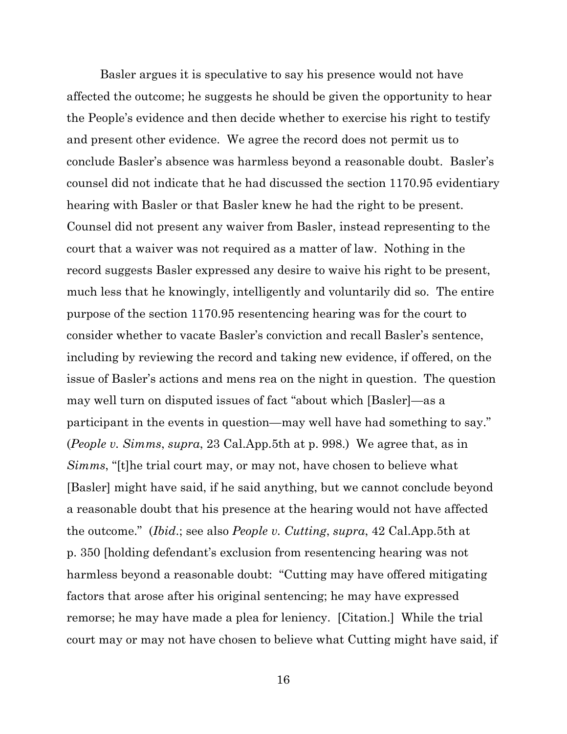Basler argues it is speculative to say his presence would not have affected the outcome; he suggests he should be given the opportunity to hear the People's evidence and then decide whether to exercise his right to testify and present other evidence. We agree the record does not permit us to conclude Basler's absence was harmless beyond a reasonable doubt. Basler's counsel did not indicate that he had discussed the section 1170.95 evidentiary hearing with Basler or that Basler knew he had the right to be present. Counsel did not present any waiver from Basler, instead representing to the court that a waiver was not required as a matter of law. Nothing in the record suggests Basler expressed any desire to waive his right to be present, much less that he knowingly, intelligently and voluntarily did so. The entire purpose of the section 1170.95 resentencing hearing was for the court to consider whether to vacate Basler's conviction and recall Basler's sentence, including by reviewing the record and taking new evidence, if offered, on the issue of Basler's actions and mens rea on the night in question. The question may well turn on disputed issues of fact "about which [Basler]—as a participant in the events in question—may well have had something to say." (*People v. Simms*, *supra*, 23 Cal.App.5th at p. 998.) We agree that, as in *Simms*, "[t]he trial court may, or may not, have chosen to believe what [Basler] might have said, if he said anything, but we cannot conclude beyond a reasonable doubt that his presence at the hearing would not have affected the outcome." (*Ibid*.; see also *People v. Cutting*, *supra*, 42 Cal.App.5th at p. 350 [holding defendant's exclusion from resentencing hearing was not harmless beyond a reasonable doubt: "Cutting may have offered mitigating factors that arose after his original sentencing; he may have expressed remorse; he may have made a plea for leniency. [Citation.] While the trial court may or may not have chosen to believe what Cutting might have said, if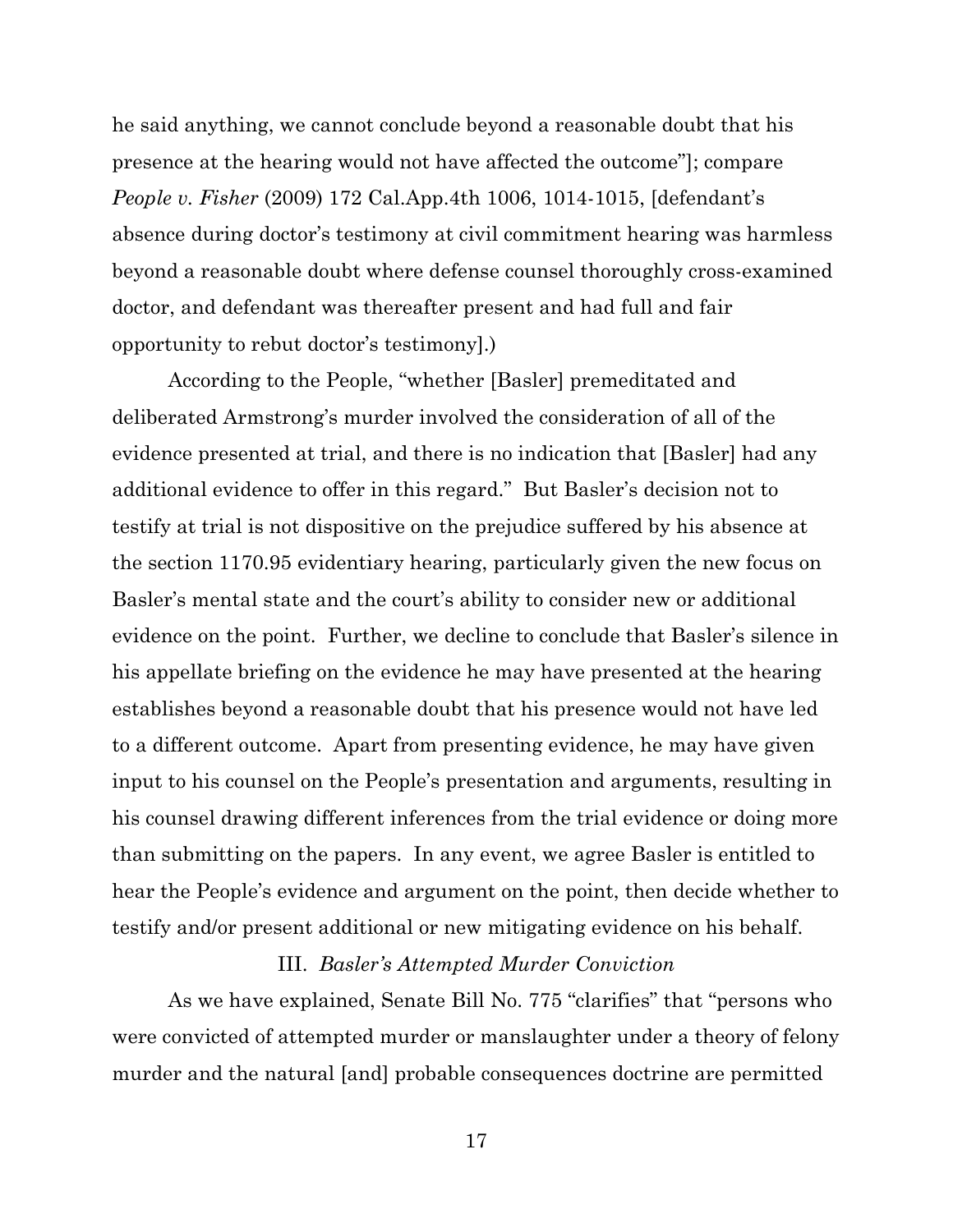he said anything, we cannot conclude beyond a reasonable doubt that his presence at the hearing would not have affected the outcome"]; compare *People v. Fisher* (2009) 172 Cal.App.4th 1006, 1014-1015, [defendant's absence during doctor's testimony at civil commitment hearing was harmless beyond a reasonable doubt where defense counsel thoroughly cross-examined doctor, and defendant was thereafter present and had full and fair opportunity to rebut doctor's testimony].)

According to the People, "whether [Basler] premeditated and deliberated Armstrong's murder involved the consideration of all of the evidence presented at trial, and there is no indication that [Basler] had any additional evidence to offer in this regard." But Basler's decision not to testify at trial is not dispositive on the prejudice suffered by his absence at the section 1170.95 evidentiary hearing, particularly given the new focus on Basler's mental state and the court's ability to consider new or additional evidence on the point. Further, we decline to conclude that Basler's silence in his appellate briefing on the evidence he may have presented at the hearing establishes beyond a reasonable doubt that his presence would not have led to a different outcome. Apart from presenting evidence, he may have given input to his counsel on the People's presentation and arguments, resulting in his counsel drawing different inferences from the trial evidence or doing more than submitting on the papers. In any event, we agree Basler is entitled to hear the People's evidence and argument on the point, then decide whether to testify and/or present additional or new mitigating evidence on his behalf.

### III. *Basler's Attempted Murder Conviction*

As we have explained, Senate Bill No. 775 "clarifies" that "persons who were convicted of attempted murder or manslaughter under a theory of felony murder and the natural [and] probable consequences doctrine are permitted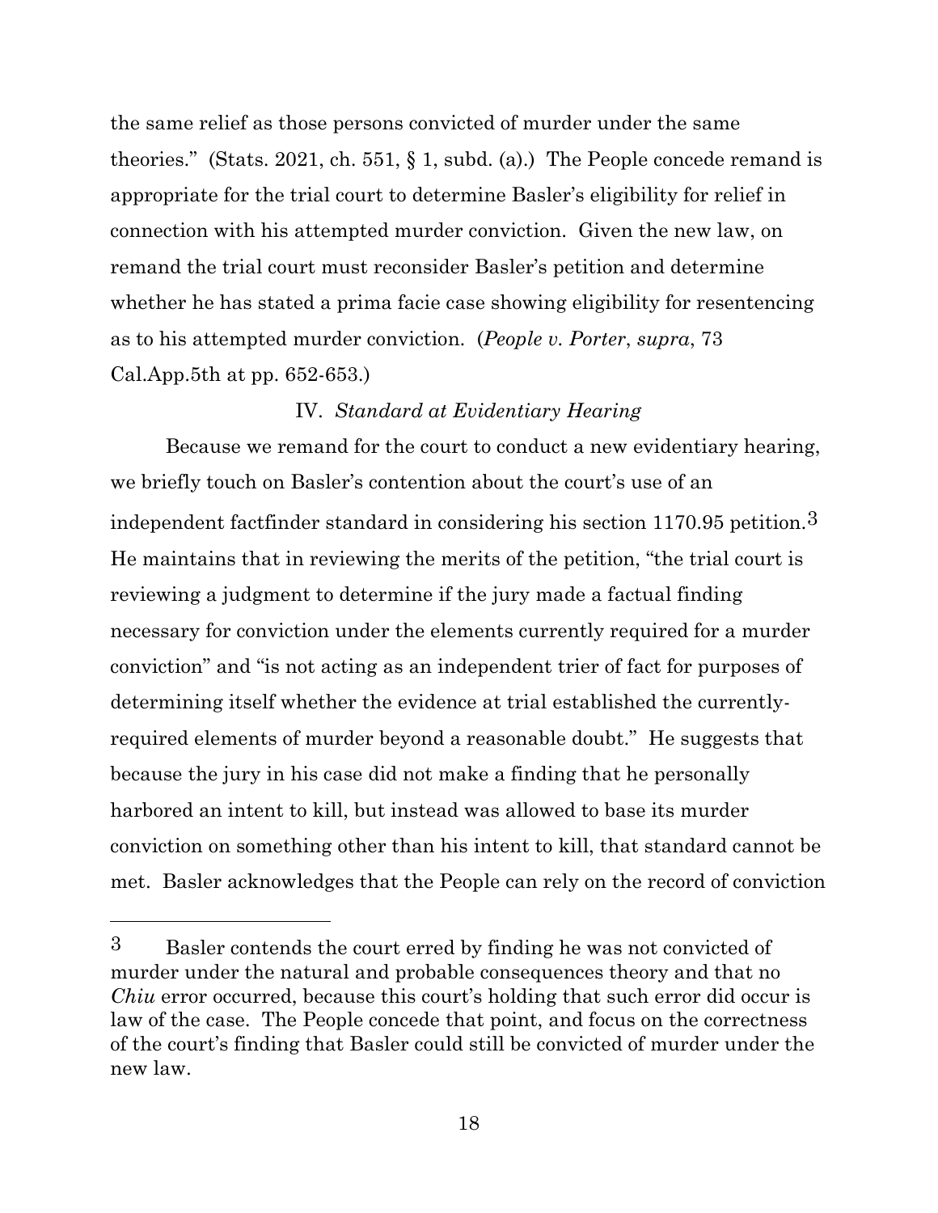the same relief as those persons convicted of murder under the same theories." (Stats. 2021, ch. 551, § 1, subd. (a).) The People concede remand is appropriate for the trial court to determine Basler's eligibility for relief in connection with his attempted murder conviction. Given the new law, on remand the trial court must reconsider Basler's petition and determine whether he has stated a prima facie case showing eligibility for resentencing as to his attempted murder conviction. (*People v. Porter*, *supra*, 73 Cal.App.5th at pp. 652-653.)

### IV. *Standard at Evidentiary Hearing*

Because we remand for the court to conduct a new evidentiary hearing, we briefly touch on Basler's contention about the court's use of an independent factfinder standard in considering his section 1170.95 petition.[3] He maintains that in reviewing the merits of the petition, "the trial court is reviewing a judgment to determine if the jury made a factual finding necessary for conviction under the elements currently required for a murder conviction" and "is not acting as an independent trier of fact for purposes of determining itself whether the evidence at trial established the currently-required elements of murder beyond a reasonable doubt." He suggests that because the jury in his case did not make a finding that he personally harbored an intent to kill, but instead was allowed to base its murder conviction on something other than his intent to kill, that standard cannot be met. Basler acknowledges that the People can rely on the record of conviction

---

[3] Basler contends the court erred by finding he was not convicted of murder under the natural and probable consequences theory and that no *Chiu* error occurred, because this court's holding that such error did occur is law of the case. The People concede that point, and focus on the correctness of the court's finding that Basler could still be convicted of murder under the new law.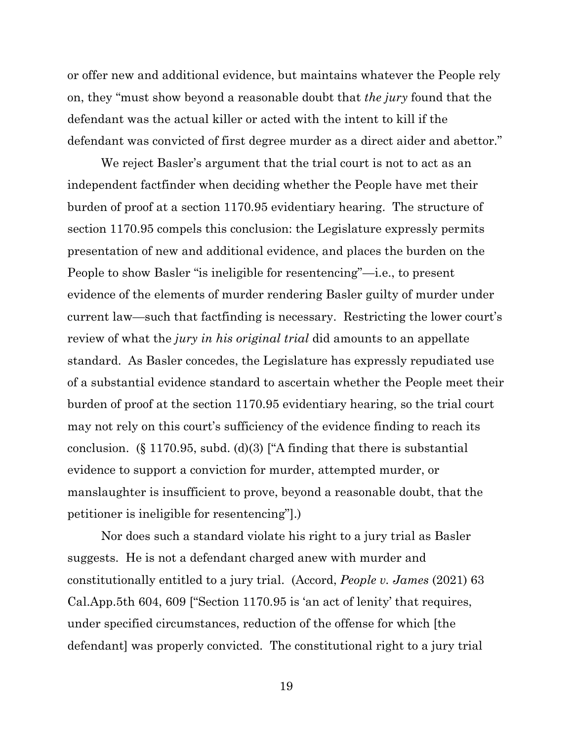or offer new and additional evidence, but maintains whatever the People rely on, they "must show beyond a reasonable doubt that *the jury* found that the defendant was the actual killer or acted with the intent to kill if the defendant was convicted of first degree murder as a direct aider and abettor."

We reject Basler's argument that the trial court is not to act as an independent factfinder when deciding whether the People have met their burden of proof at a section 1170.95 evidentiary hearing. The structure of section 1170.95 compels this conclusion: the Legislature expressly permits presentation of new and additional evidence, and places the burden on the People to show Basler "is ineligible for resentencing"—i.e., to present evidence of the elements of murder rendering Basler guilty of murder under current law—such that factfinding is necessary. Restricting the lower court's review of what the *jury in his original trial* did amounts to an appellate standard. As Basler concedes, the Legislature has expressly repudiated use of a substantial evidence standard to ascertain whether the People meet their burden of proof at the section 1170.95 evidentiary hearing, so the trial court may not rely on this court's sufficiency of the evidence finding to reach its conclusion. (§ 1170.95, subd. (d)(3) ["A finding that there is substantial evidence to support a conviction for murder, attempted murder, or manslaughter is insufficient to prove, beyond a reasonable doubt, that the petitioner is ineligible for resentencing"].)

Nor does such a standard violate his right to a jury trial as Basler suggests. He is not a defendant charged anew with murder and constitutionally entitled to a jury trial. (Accord, *People v. James* (2021) 63 Cal.App.5th 604, 609 ["Section 1170.95 is 'an act of lenity' that requires, under specified circumstances, reduction of the offense for which [the defendant] was properly convicted. The constitutional right to a jury trial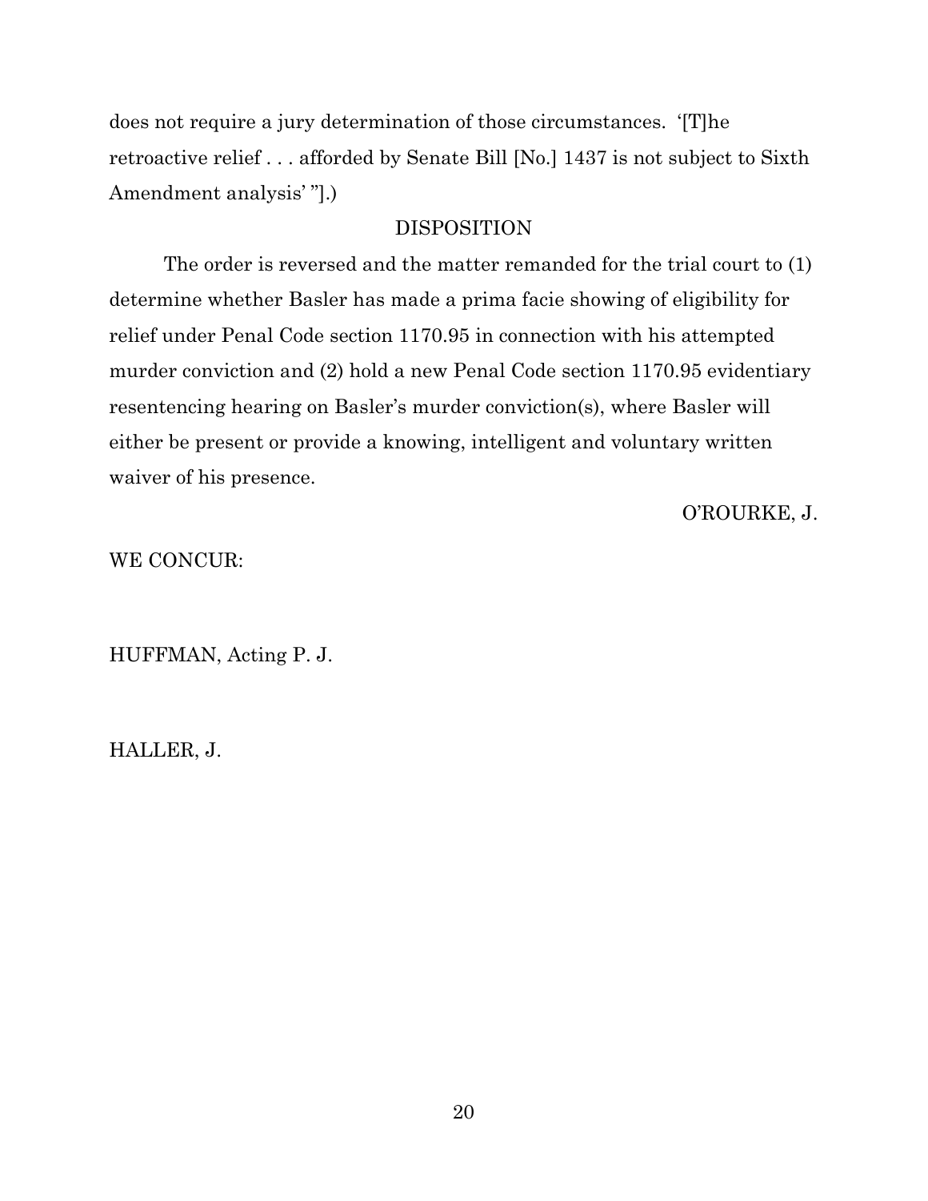does not require a jury determination of those circumstances. '[T]he retroactive relief . . . afforded by Senate Bill [No.] 1437 is not subject to Sixth Amendment analysis' "].)

## DISPOSITION

The order is reversed and the matter remanded for the trial court to (1) determine whether Basler has made a prima facie showing of eligibility for relief under Penal Code section 1170.95 in connection with his attempted murder conviction and (2) hold a new Penal Code section 1170.95 evidentiary resentencing hearing on Basler's murder conviction(s), where Basler will either be present or provide a knowing, intelligent and voluntary written waiver of his presence.

O'ROURKE, J.

WE CONCUR:

HUFFMAN, Acting P. J.

HALLER, J.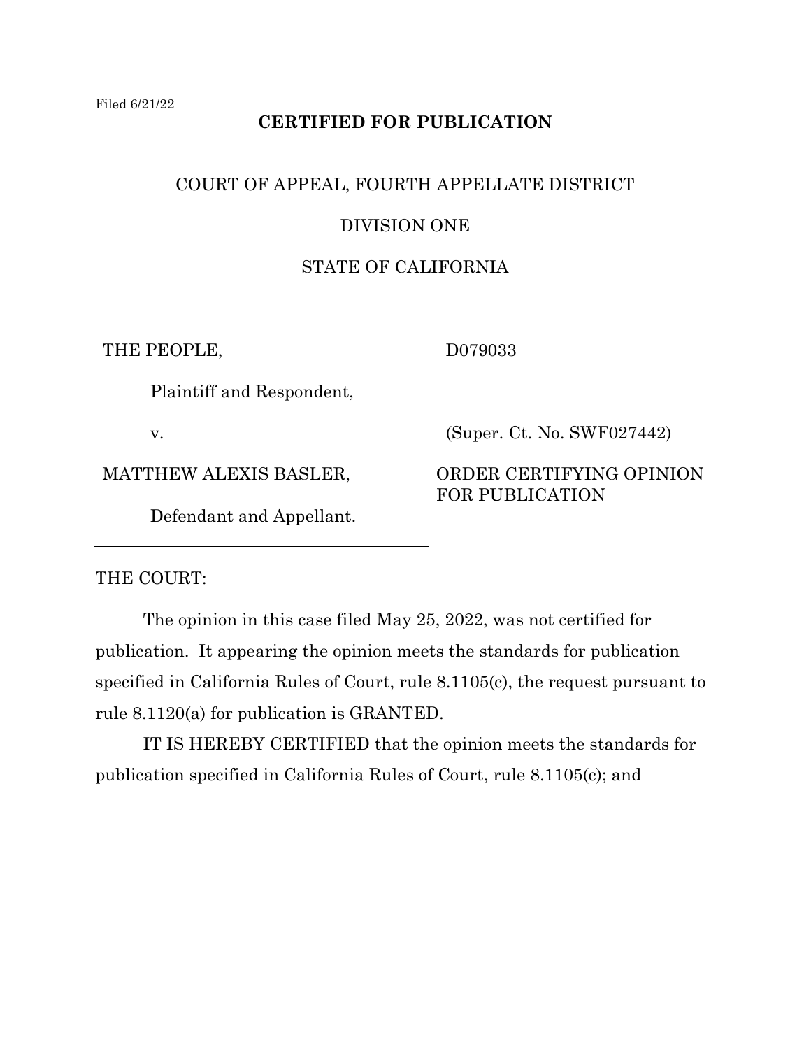Filed 6/21/22

**CERTIFIED FOR PUBLICATION**

COURT OF APPEAL, FOURTH APPELLATE DISTRICT

DIVISION ONE

STATE OF CALIFORNIA

| | |
|---|---|
| THE PEOPLE,<br><br>Plaintiff and Respondent,<br><br>v.<br><br>MATTHEW ALEXIS BASLER,<br><br>Defendant and Appellant. | D079033<br><br>(Super. Ct. No. SWF027442)<br><br>ORDER CERTIFYING OPINION FOR PUBLICATION |

THE COURT:

The opinion in this case filed May 25, 2022, was not certified for publication. It appearing the opinion meets the standards for publication specified in California Rules of Court, rule 8.1105(c), the request pursuant to rule 8.1120(a) for publication is GRANTED.

IT IS HEREBY CERTIFIED that the opinion meets the standards for publication specified in California Rules of Court, rule 8.1105(c); and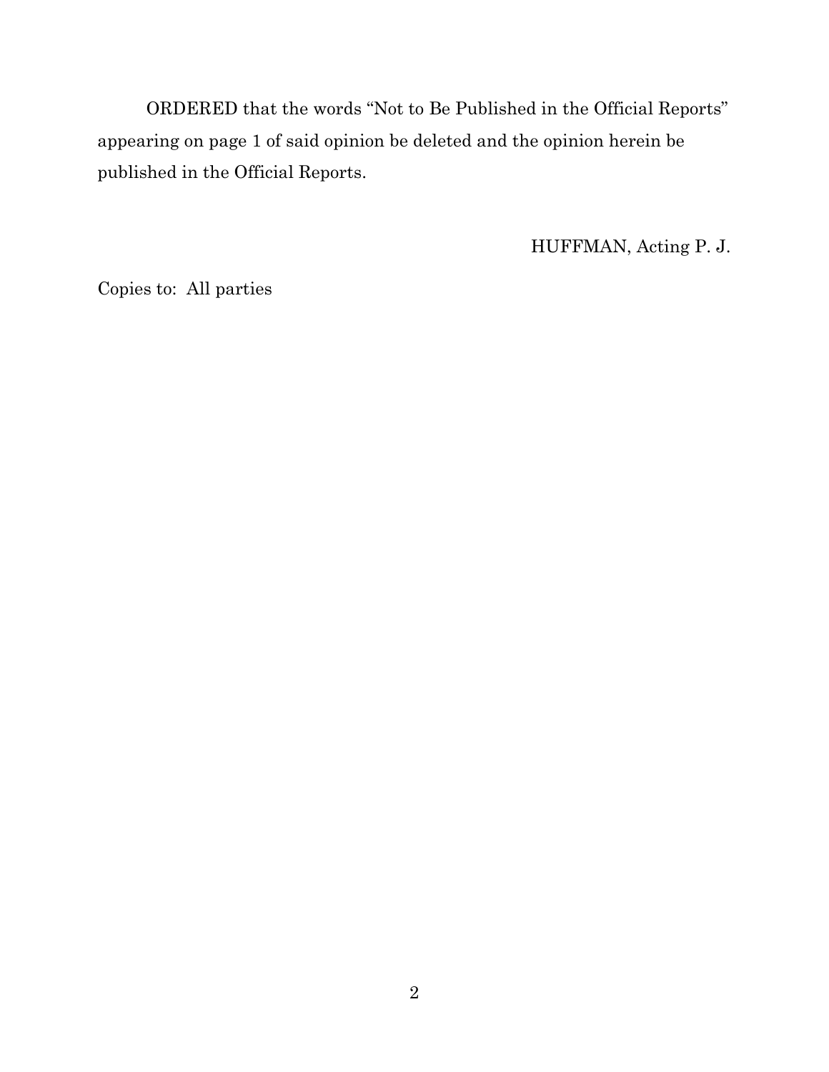ORDERED that the words "Not to Be Published in the Official Reports" appearing on page 1 of said opinion be deleted and the opinion herein be published in the Official Reports.

HUFFMAN, Acting P. J.

Copies to: All parties